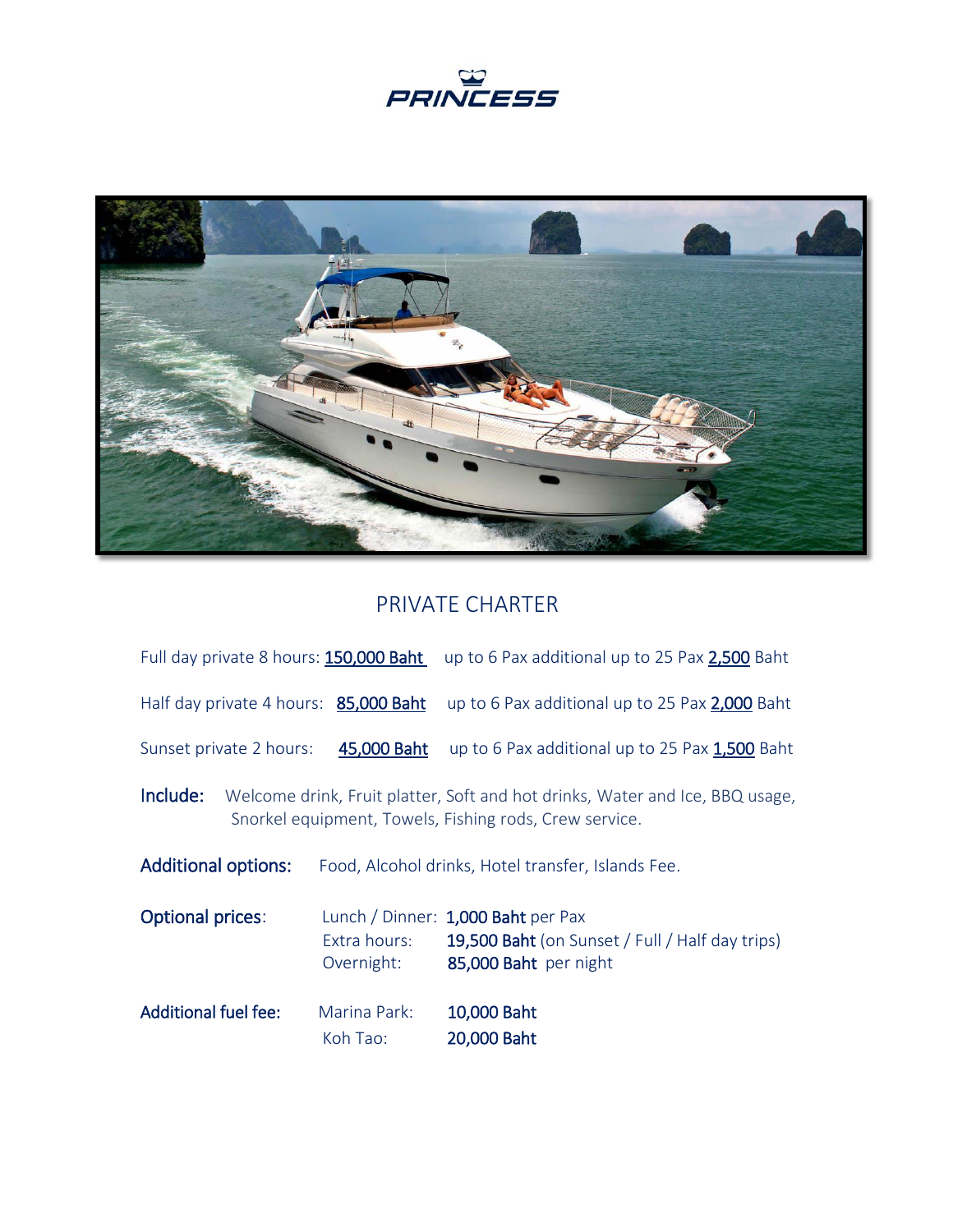PRINCESS

## PRIVATE CHARTER

Full day private 8 hours: 150,000 Baht up to 6 Pax additional up to 25 Pax 2,500 Baht

Half day private 4 hours: 85,000 Baht up to 6 Pax additional up to 25 Pax 2,000 Baht

Sunset private 2 hours: 45,000 Baht up to 6 Pax additional up to 25 Pax 1,500 Baht

**Include:** Welcome drink, Fruit platter, Soft and hot drinks, Water and Ice, BBQ usage, Snorkel equipment, Towels, Fishing rods, Crew service.

**Additional options:** Food, Alcohol drinks, Hotel transfer, Islands Fee.

**Optional prices:**

| | |
|---|---|
| Lunch / Dinner: | **1,000 Baht** per Pax |
| Extra hours: | **19,500 Baht** (on Sunset / Full / Half day trips) |
| Overnight: | **85,000 Baht** per night |

**Additional fuel fee:**

| | |
|---|---|
| Marina Park: | **10,000 Baht** |
| Koh Tao: | **20,000 Baht** |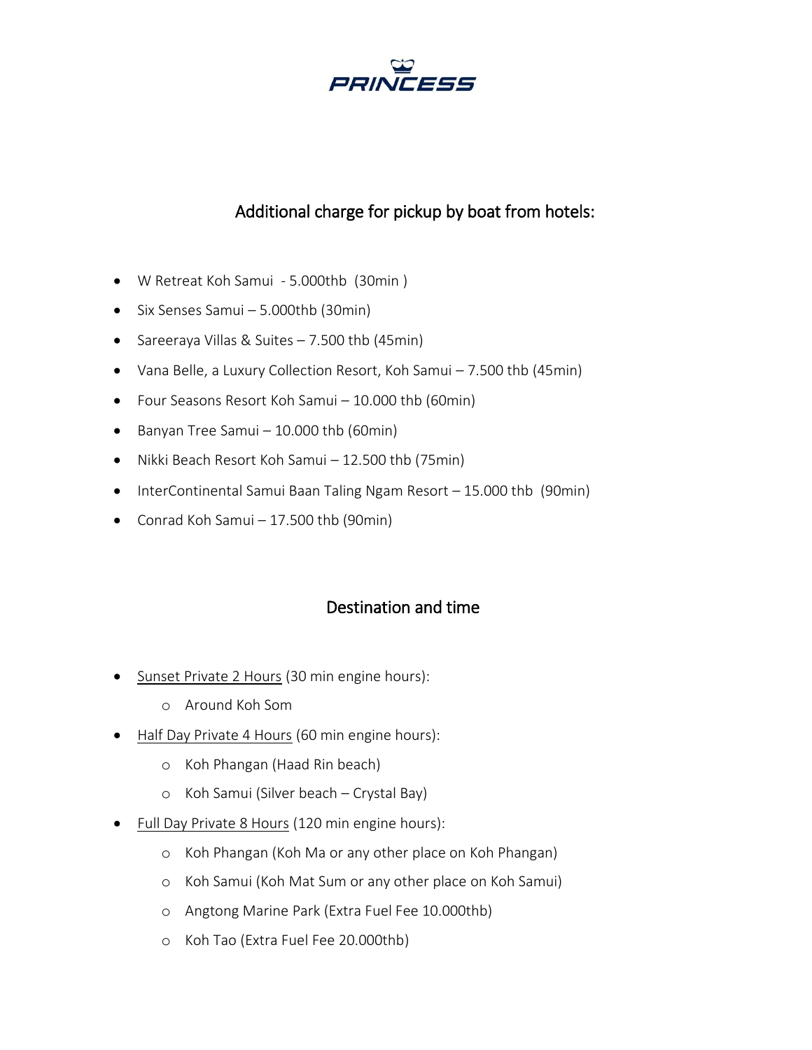## Additional charge for pickup by boat from hotels:

- W Retreat Koh Samui - 5.000thb (30min )
- Six Senses Samui – 5.000thb (30min)
- Sareeraya Villas & Suites – 7.500 thb (45min)
- Vana Belle, a Luxury Collection Resort, Koh Samui – 7.500 thb (45min)
- Four Seasons Resort Koh Samui – 10.000 thb (60min)
- Banyan Tree Samui – 10.000 thb (60min)
- Nikki Beach Resort Koh Samui – 12.500 thb (75min)
- InterContinental Samui Baan Taling Ngam Resort – 15.000 thb (90min)
- Conrad Koh Samui – 17.500 thb (90min)

## Destination and time

- Sunset Private 2 Hours (30 min engine hours):
  - Around Koh Som
- Half Day Private 4 Hours (60 min engine hours):
  - Koh Phangan (Haad Rin beach)
  - Koh Samui (Silver beach – Crystal Bay)
- Full Day Private 8 Hours (120 min engine hours):
  - Koh Phangan (Koh Ma or any other place on Koh Phangan)
  - Koh Samui (Koh Mat Sum or any other place on Koh Samui)
  - Angtong Marine Park (Extra Fuel Fee 10.000thb)
  - Koh Tao (Extra Fuel Fee 20.000thb)